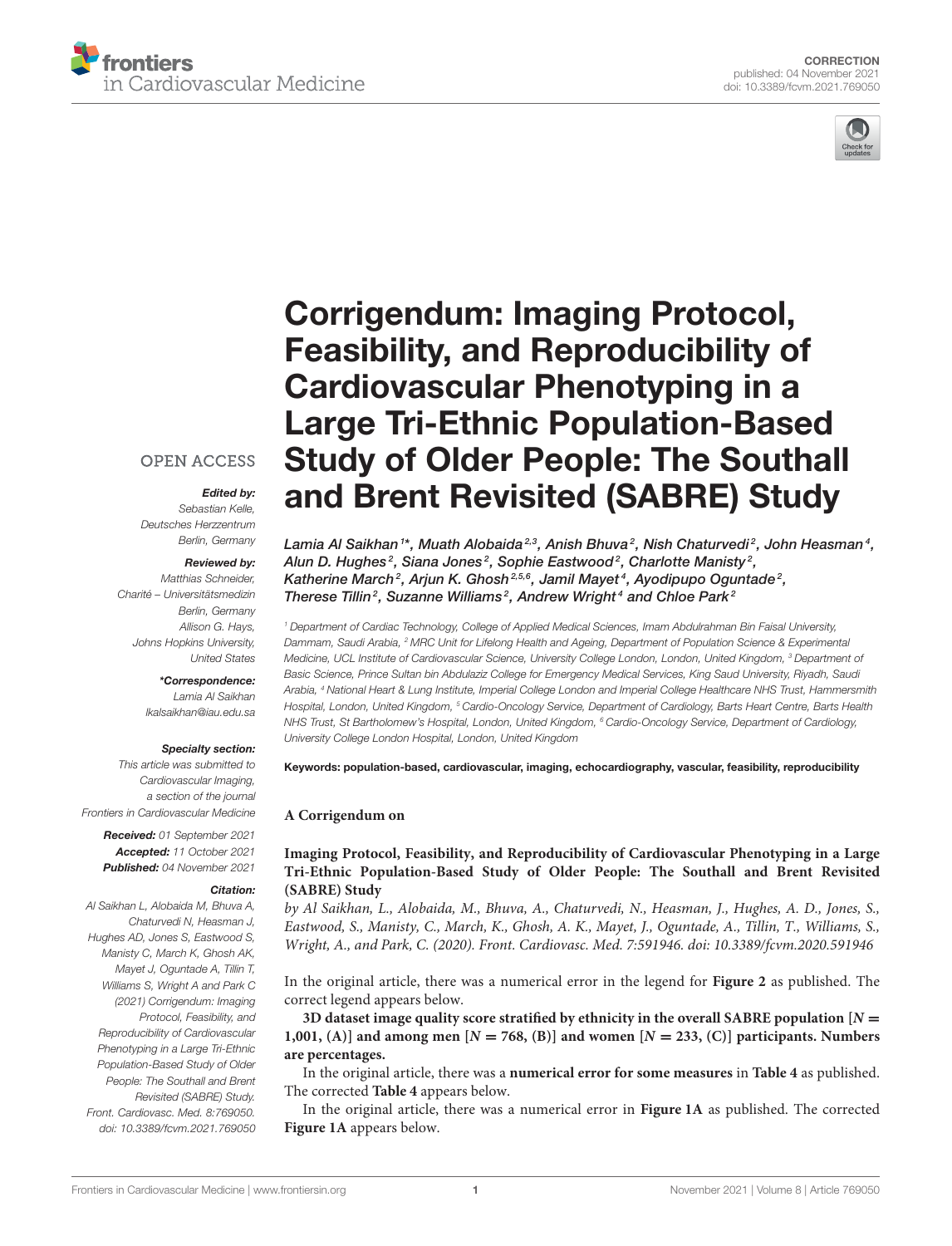CORRECTION
published: 04 November 2021
doi: 10.3389/fcvm.2021.769050

# Corrigendum: Imaging Protocol, Feasibility, and Reproducibility of Cardiovascular Phenotyping in a Large Tri-Ethnic Population-Based Study of Older People: The Southall and Brent Revisited (SABRE) Study

*Lamia Al Saikhan[1]\*, Muath Alobaida[2,3], Anish Bhuva[2], Nish Chaturvedi[2], John Heasman[4], Alun D. Hughes[2], Siana Jones[2], Sophie Eastwood[2], Charlotte Manisty[2], Katherine March[2], Arjun K. Ghosh[2,5,6], Jamil Mayet[4], Ayodipupo Oguntade[2], Therese Tillin[2], Suzanne Williams[2], Andrew Wright[4] and Chloe Park[2]*

[1] Department of Cardiac Technology, College of Applied Medical Sciences, Imam Abdulrahman Bin Faisal University, Dammam, Saudi Arabia, [2] MRC Unit for Lifelong Health and Ageing, Department of Population Science & Experimental Medicine, UCL Institute of Cardiovascular Science, University College London, London, United Kingdom, [3] Department of Basic Science, Prince Sultan bin Abdulaziz College for Emergency Medical Services, King Saud University, Riyadh, Saudi Arabia, [4] National Heart & Lung Institute, Imperial College London and Imperial College Healthcare NHS Trust, Hammersmith Hospital, London, United Kingdom, [5] Cardio-Oncology Service, Department of Cardiology, Barts Heart Centre, Barts Health NHS Trust, St Bartholomew's Hospital, London, United Kingdom, [6] Cardio-Oncology Service, Department of Cardiology, University College London Hospital, London, United Kingdom

OPEN ACCESS

***Edited by:***
Sebastian Kelle,
Deutsches Herzzentrum
Berlin, Germany

***Reviewed by:***
Matthias Schneider,
Charité – Universitätsmedizin
Berlin, Germany
Allison G. Hays,
Johns Hopkins University,
United States

***\*Correspondence:***
Lamia Al Saikhan
lkalsaikhan@iau.edu.sa

***Specialty section:***
This article was submitted to
Cardiovascular Imaging,
a section of the journal
Frontiers in Cardiovascular Medicine

***Received:*** 01 September 2021
***Accepted:*** 11 October 2021
***Published:*** 04 November 2021

***Citation:***
Al Saikhan L, Alobaida M, Bhuva A, Chaturvedi N, Heasman J, Hughes AD, Jones S, Eastwood S, Manisty C, March K, Ghosh AK, Mayet J, Oguntade A, Tillin T, Williams S, Wright A and Park C (2021) Corrigendum: Imaging Protocol, Feasibility, and Reproducibility of Cardiovascular Phenotyping in a Large Tri-Ethnic Population-Based Study of Older People: The Southall and Brent Revisited (SABRE) Study. Front. Cardiovasc. Med. 8:769050. doi: 10.3389/fcvm.2021.769050

**Keywords:** population-based, cardiovascular, imaging, echocardiography, vascular, feasibility, reproducibility

**A Corrigendum on**

**Imaging Protocol, Feasibility, and Reproducibility of Cardiovascular Phenotyping in a Large Tri-Ethnic Population-Based Study of Older People: The Southall and Brent Revisited (SABRE) Study**

*by Al Saikhan, L., Alobaida, M., Bhuva, A., Chaturvedi, N., Heasman, J., Hughes, A. D., Jones, S., Eastwood, S., Manisty, C., March, K., Ghosh, A. K., Mayet, J., Oguntade, A., Tillin, T., Williams, S., Wright, A., and Park, C. (2020). Front. Cardiovasc. Med. 7:591946. doi: 10.3389/fcvm.2020.591946*

In the original article, there was a numerical error in the legend for **Figure 2** as published. The correct legend appears below.

**3D dataset image quality score stratified by ethnicity in the overall SABRE population [N = 1,001, (A)] and among men [N = 768, (B)] and women [N = 233, (C)] participants. Numbers are percentages.**

In the original article, there was a **numerical error for some measures** in **Table 4** as published. The corrected **Table 4** appears below.

In the original article, there was a numerical error in **Figure 1A** as published. The corrected **Figure 1A** appears below.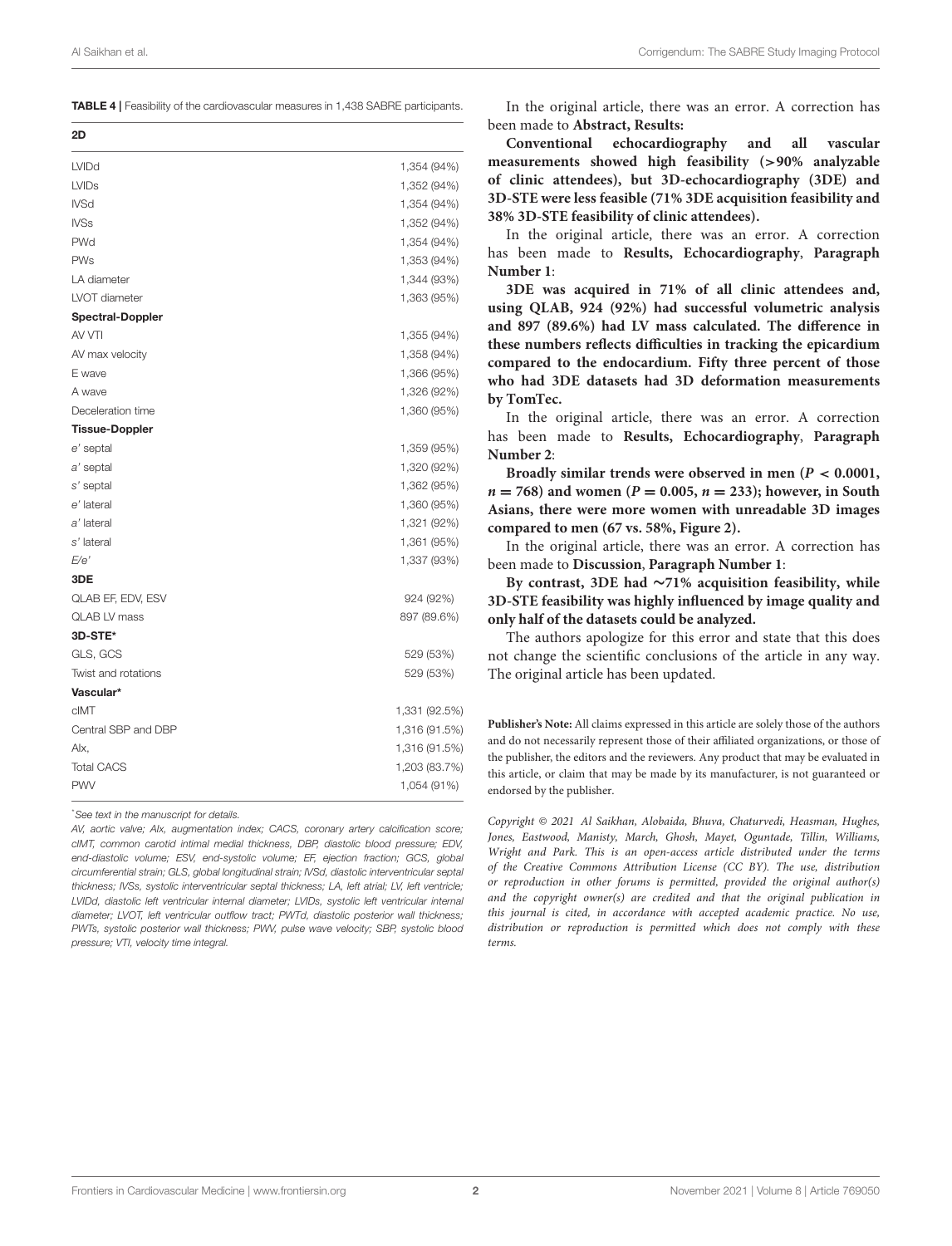**TABLE 4 |** Feasibility of the cardiovascular measures in 1,438 SABRE participants.

| 2D | |
|---|---|
| LVIDd | 1,354 (94%) |
| LVIDs | 1,352 (94%) |
| IVSd | 1,354 (94%) |
| IVSs | 1,352 (94%) |
| PWd | 1,354 (94%) |
| PWs | 1,353 (94%) |
| LA diameter | 1,344 (93%) |
| LVOT diameter | 1,363 (95%) |
| **Spectral-Doppler** | |
| AV VTI | 1,355 (94%) |
| AV max velocity | 1,358 (94%) |
| E wave | 1,366 (95%) |
| A wave | 1,326 (92%) |
| Deceleration time | 1,360 (95%) |
| **Tissue-Doppler** | |
| *e′* septal | 1,359 (95%) |
| *a′* septal | 1,320 (92%) |
| *s′* septal | 1,362 (95%) |
| *e′* lateral | 1,360 (95%) |
| *a′* lateral | 1,321 (92%) |
| *s′* lateral | 1,361 (95%) |
| *E/e′* | 1,337 (93%) |
| **3DE** | |
| QLAB EF, EDV, ESV | 924 (92%) |
| QLAB LV mass | 897 (89.6%) |
| **3D-STE*** | |
| GLS, GCS | 529 (53%) |
| Twist and rotations | 529 (53%) |
| **Vascular*** | |
| cIMT | 1,331 (92.5%) |
| Central SBP and DBP | 1,316 (91.5%) |
| AIx, | 1,316 (91.5%) |
| Total CACS | 1,203 (83.7%) |
| PWV | 1,054 (91%) |

*See text in the manuscript for details.

*AV, aortic valve; AIx, augmentation index; CACS, coronary artery calcification score; cIMT, common carotid intimal medial thickness, DBP, diastolic blood pressure; EDV, end-diastolic volume; ESV, end-systolic volume; EF, ejection fraction; GCS, global circumferential strain; GLS, global longitudinal strain; IVSd, diastolic interventricular septal thickness; IVSs, systolic interventricular septal thickness; LA, left atrial; LV, left ventricle; LVIDd, diastolic left ventricular internal diameter; LVIDs, systolic left ventricular internal diameter; LVOT, left ventricular outflow tract; PWTd, diastolic posterior wall thickness; PWTs, systolic posterior wall thickness; PWV, pulse wave velocity; SBP, systolic blood pressure; VTI, velocity time integral.*

In the original article, there was an error. A correction has been made to **Abstract, Results:**

**Conventional echocardiography and all vascular measurements showed high feasibility (>90% analyzable of clinic attendees), but 3D-echocardiography (3DE) and 3D-STE were less feasible (71% 3DE acquisition feasibility and 38% 3D-STE feasibility of clinic attendees).**

In the original article, there was an error. A correction has been made to **Results, Echocardiography**, **Paragraph Number 1**:

**3DE was acquired in 71% of all clinic attendees and, using QLAB, 924 (92%) had successful volumetric analysis and 897 (89.6%) had LV mass calculated. The difference in these numbers reflects difficulties in tracking the epicardium compared to the endocardium. Fifty three percent of those who had 3DE datasets had 3D deformation measurements by TomTec.**

In the original article, there was an error. A correction has been made to **Results, Echocardiography**, **Paragraph Number 2**:

**Broadly similar trends were observed in men ($P < 0.0001$, $n = 768$) and women ($P = 0.005$, $n = 233$); however, in South Asians, there were more women with unreadable 3D images compared to men (67 vs. 58%, Figure 2).**

In the original article, there was an error. A correction has been made to **Discussion**, **Paragraph Number 1**:

**By contrast, 3DE had ∼71% acquisition feasibility, while 3D-STE feasibility was highly influenced by image quality and only half of the datasets could be analyzed.**

The authors apologize for this error and state that this does not change the scientific conclusions of the article in any way. The original article has been updated.

**Publisher's Note:** All claims expressed in this article are solely those of the authors and do not necessarily represent those of their affiliated organizations, or those of the publisher, the editors and the reviewers. Any product that may be evaluated in this article, or claim that may be made by its manufacturer, is not guaranteed or endorsed by the publisher.

*Copyright © 2021 Al Saikhan, Alobaida, Bhuva, Chaturvedi, Heasman, Hughes, Jones, Eastwood, Manisty, March, Ghosh, Mayet, Oguntade, Tillin, Williams, Wright and Park. This is an open-access article distributed under the terms of the Creative Commons Attribution License (CC BY). The use, distribution or reproduction in other forums is permitted, provided the original author(s) and the copyright owner(s) are credited and that the original publication in this journal is cited, in accordance with accepted academic practice. No use, distribution or reproduction is permitted which does not comply with these terms.*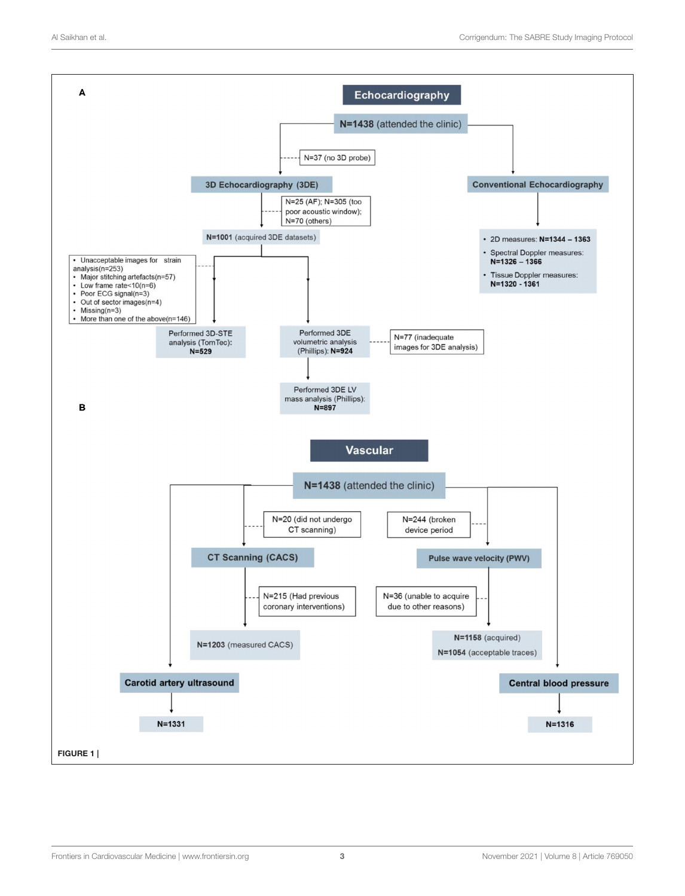**A**

Echocardiography

N=1438 (attended the clinic)

N=37 (no 3D probe)

3D Echocardiography (3DE)

Conventional Echocardiography

N=25 (AF); N=305 (too poor acoustic window); N=70 (others)

N=1001 (acquired 3DE datasets)

- 2D measures: **N=1344 – 1363**
- Spectral Doppler measures: **N=1326 – 1366**
- Tissue Doppler measures: **N=1320 - 1361**

- Unacceptable images for strain analysis(n=253)
- Major stitching artefacts(n=57)
- Low frame rate<10(n=6)
- Poor ECG signal(n=3)
- Out of sector images(n=4)
- Missing(n=3)
- More than one of the above(n=146)

Performed 3D-STE analysis (TomTec): **N=529**

Performed 3DE volumetric analysis (Phillips): **N=924**

N=77 (inadequate images for 3DE analysis)

Performed 3DE LV mass analysis (Phillips): **N=897**

**B**

Vascular

N=1438 (attended the clinic)

N=20 (did not undergo CT scanning)

N=244 (broken device period

CT Scanning (CACS)

Pulse wave velocity (PWV)

N=215 (Had previous coronary interventions)

N=36 (unable to acquire due to other reasons)

N=1203 (measured CACS)

N=1158 (acquired)

N=1054 (acceptable traces)

Carotid artery ultrasound

Central blood pressure

N=1331

N=1316

**FIGURE 1** |